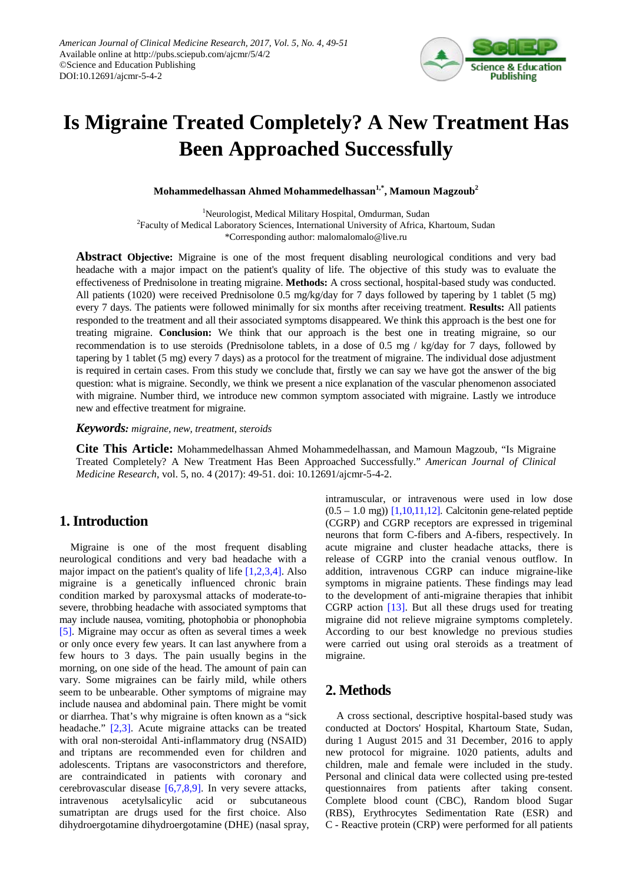# Is Migraine Treated Completely? A New Treatment Has Been Approached Successfully

**Mohammedelhassan Ahmed Mohammedelhassan[1,*], Mamoun Magzoub[2]**

[1]Neurologist, Medical Military Hospital, Omdurman, Sudan
[2]Faculty of Medical Laboratory Sciences, International University of Africa, Khartoum, Sudan
*Corresponding author: malomalomalo@live.ru

**Abstract** **Objective:** Migraine is one of the most frequent disabling neurological conditions and very bad headache with a major impact on the patient's quality of life. The objective of this study was to evaluate the effectiveness of Prednisolone in treating migraine. **Methods:** A cross sectional, hospital-based study was conducted. All patients (1020) were received Prednisolone 0.5 mg/kg/day for 7 days followed by tapering by 1 tablet (5 mg) every 7 days. The patients were followed minimally for six months after receiving treatment. **Results:** All patients responded to the treatment and all their associated symptoms disappeared. We think this approach is the best one for treating migraine. **Conclusion:** We think that our approach is the best one in treating migraine, so our recommendation is to use steroids (Prednisolone tablets, in a dose of 0.5 mg / kg/day for 7 days, followed by tapering by 1 tablet (5 mg) every 7 days) as a protocol for the treatment of migraine. The individual dose adjustment is required in certain cases. From this study we conclude that, firstly we can say we have got the answer of the big question: what is migraine. Secondly, we think we present a nice explanation of the vascular phenomenon associated with migraine. Number third, we introduce new common symptom associated with migraine. Lastly we introduce new and effective treatment for migraine.

***Keywords:*** *migraine, new, treatment, steroids*

**Cite This Article:** Mohammedelhassan Ahmed Mohammedelhassan, and Mamoun Magzoub, "Is Migraine Treated Completely? A New Treatment Has Been Approached Successfully." *American Journal of Clinical Medicine Research*, vol. 5, no. 4 (2017): 49-51. doi: 10.12691/ajcmr-5-4-2.

## 1. Introduction

Migraine is one of the most frequent disabling neurological conditions and very bad headache with a major impact on the patient's quality of life [1,2,3,4]. Also migraine is a genetically influenced chronic brain condition marked by paroxysmal attacks of moderate-to-severe, throbbing headache with associated symptoms that may include nausea, vomiting, photophobia or phonophobia [5]. Migraine may occur as often as several times a week or only once every few years. It can last anywhere from a few hours to 3 days. The pain usually begins in the morning, on one side of the head. The amount of pain can vary. Some migraines can be fairly mild, while others seem to be unbearable. Other symptoms of migraine may include nausea and abdominal pain. There might be vomit or diarrhea. That's why migraine is often known as a "sick headache." [2,3]. Acute migraine attacks can be treated with oral non-steroidal Anti-inflammatory drug (NSAID) and triptans are recommended even for children and adolescents. Triptans are vasoconstrictors and therefore, are contraindicated in patients with coronary and cerebrovascular disease [6,7,8,9]. In very severe attacks, intravenous acetylsalicylic acid or subcutaneous sumatriptan are drugs used for the first choice. Also dihydroergotamine dihydroergotamine (DHE) (nasal spray, intramuscular, or intravenous were used in low dose (0.5 – 1.0 mg)) [1,10,11,12]. Calcitonin gene-related peptide (CGRP) and CGRP receptors are expressed in trigeminal neurons that form C-fibers and A-fibers, respectively. In acute migraine and cluster headache attacks, there is release of CGRP into the cranial venous outflow. In addition, intravenous CGRP can induce migraine-like symptoms in migraine patients. These findings may lead to the development of anti-migraine therapies that inhibit CGRP action [13]. But all these drugs used for treating migraine did not relieve migraine symptoms completely. According to our best knowledge no previous studies were carried out using oral steroids as a treatment of migraine.

## 2. Methods

A cross sectional, descriptive hospital-based study was conducted at Doctors' Hospital, Khartoum State, Sudan, during 1 August 2015 and 31 December, 2016 to apply new protocol for migraine. 1020 patients, adults and children, male and female were included in the study. Personal and clinical data were collected using pre-tested questionnaires from patients after taking consent. Complete blood count (CBC), Random blood Sugar (RBS), Erythrocytes Sedimentation Rate (ESR) and C - Reactive protein (CRP) were performed for all patients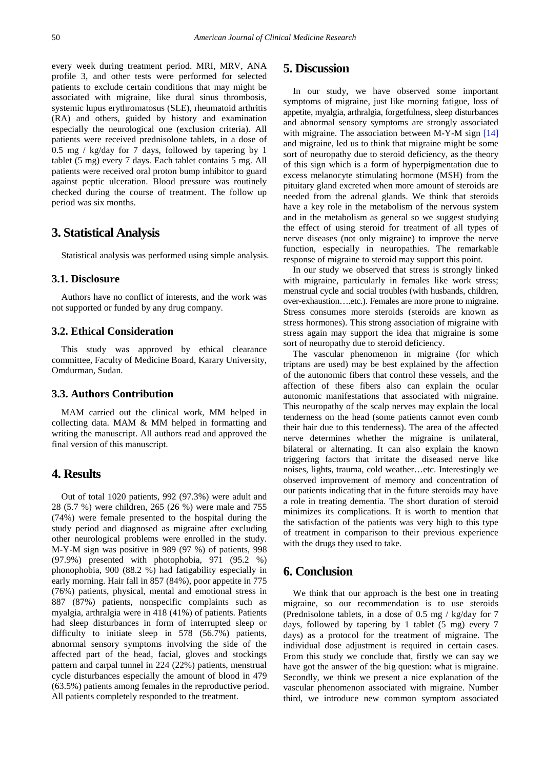every week during treatment period. MRI, MRV, ANA profile 3, and other tests were performed for selected patients to exclude certain conditions that may might be associated with migraine, like dural sinus thrombosis, systemic lupus erythromatosus (SLE), rheumatoid arthritis (RA) and others, guided by history and examination especially the neurological one (exclusion criteria). All patients were received prednisolone tablets, in a dose of 0.5 mg / kg/day for 7 days, followed by tapering by 1 tablet (5 mg) every 7 days. Each tablet contains 5 mg. All patients were received oral proton bump inhibitor to guard against peptic ulceration. Blood pressure was routinely checked during the course of treatment. The follow up period was six months.

## 3. Statistical Analysis

Statistical analysis was performed using simple analysis.

### 3.1. Disclosure

Authors have no conflict of interests, and the work was not supported or funded by any drug company.

### 3.2. Ethical Consideration

This study was approved by ethical clearance committee, Faculty of Medicine Board, Karary University, Omdurman, Sudan.

### 3.3. Authors Contribution

MAM carried out the clinical work, MM helped in collecting data. MAM & MM helped in formatting and writing the manuscript. All authors read and approved the final version of this manuscript.

## 4. Results

Out of total 1020 patients, 992 (97.3%) were adult and 28 (5.7 %) were children, 265 (26 %) were male and 755 (74%) were female presented to the hospital during the study period and diagnosed as migraine after excluding other neurological problems were enrolled in the study. M-Y-M sign was positive in 989 (97 %) of patients, 998 (97.9%) presented with photophobia, 971 (95.2 %) phonophobia, 900 (88.2 %) had fatigability especially in early morning. Hair fall in 857 (84%), poor appetite in 775 (76%) patients, physical, mental and emotional stress in 887 (87%) patients, nonspecific complaints such as myalgia, arthralgia were in 418 (41%) of patients. Patients had sleep disturbances in form of interrupted sleep or difficulty to initiate sleep in 578 (56.7%) patients, abnormal sensory symptoms involving the side of the affected part of the head, facial, gloves and stockings pattern and carpal tunnel in 224 (22%) patients, menstrual cycle disturbances especially the amount of blood in 479 (63.5%) patients among females in the reproductive period. All patients completely responded to the treatment.

## 5. Discussion

In our study, we have observed some important symptoms of migraine, just like morning fatigue, loss of appetite, myalgia, arthralgia, forgetfulness, sleep disturbances and abnormal sensory symptoms are strongly associated with migraine. The association between M-Y-M sign [14] and migraine, led us to think that migraine might be some sort of neuropathy due to steroid deficiency, as the theory of this sign which is a form of hyperpigmentation due to excess melanocyte stimulating hormone (MSH) from the pituitary gland excreted when more amount of steroids are needed from the adrenal glands. We think that steroids have a key role in the metabolism of the nervous system and in the metabolism as general so we suggest studying the effect of using steroid for treatment of all types of nerve diseases (not only migraine) to improve the nerve function, especially in neuropathies. The remarkable response of migraine to steroid may support this point.

In our study we observed that stress is strongly linked with migraine, particularly in females like work stress; menstrual cycle and social troubles (with husbands, children, over-exhaustion….etc.). Females are more prone to migraine. Stress consumes more steroids (steroids are known as stress hormones). This strong association of migraine with stress again may support the idea that migraine is some sort of neuropathy due to steroid deficiency.

The vascular phenomenon in migraine (for which triptans are used) may be best explained by the affection of the autonomic fibers that control these vessels, and the affection of these fibers also can explain the ocular autonomic manifestations that associated with migraine. This neuropathy of the scalp nerves may explain the local tenderness on the head (some patients cannot even comb their hair due to this tenderness). The area of the affected nerve determines whether the migraine is unilateral, bilateral or alternating. It can also explain the known triggering factors that irritate the diseased nerve like noises, lights, trauma, cold weather…etc. Interestingly we observed improvement of memory and concentration of our patients indicating that in the future steroids may have a role in treating dementia. The short duration of steroid minimizes its complications. It is worth to mention that the satisfaction of the patients was very high to this type of treatment in comparison to their previous experience with the drugs they used to take.

## 6. Conclusion

We think that our approach is the best one in treating migraine, so our recommendation is to use steroids (Prednisolone tablets, in a dose of 0.5 mg / kg/day for 7 days, followed by tapering by 1 tablet (5 mg) every 7 days) as a protocol for the treatment of migraine. The individual dose adjustment is required in certain cases. From this study we conclude that, firstly we can say we have got the answer of the big question: what is migraine. Secondly, we think we present a nice explanation of the vascular phenomenon associated with migraine. Number third, we introduce new common symptom associated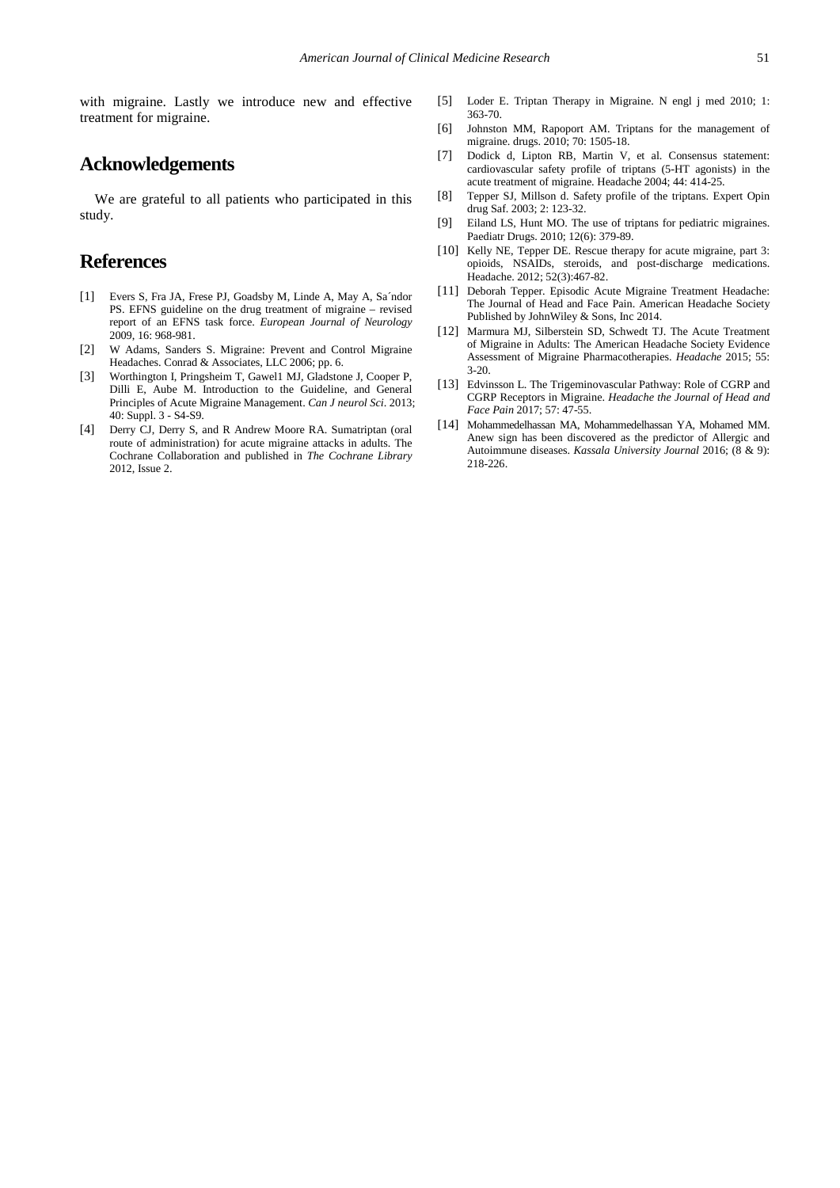with migraine. Lastly we introduce new and effective treatment for migraine.

## Acknowledgements

We are grateful to all patients who participated in this study.

## References

[1] Evers S, Fra JA, Frese PJ, Goadsby M, Linde A, May A, Sa´ndor PS. EFNS guideline on the drug treatment of migraine – revised report of an EFNS task force. *European Journal of Neurology* 2009, 16: 968-981.

[2] W Adams, Sanders S. Migraine: Prevent and Control Migraine Headaches. Conrad & Associates, LLC 2006; pp. 6.

[3] Worthington I, Pringsheim T, Gawel1 MJ, Gladstone J, Cooper P, Dilli E, Aube M. Introduction to the Guideline, and General Principles of Acute Migraine Management. *Can J neurol Sci*. 2013; 40: Suppl. 3 - S4-S9.

[4] Derry CJ, Derry S, and R Andrew Moore RA. Sumatriptan (oral route of administration) for acute migraine attacks in adults. The Cochrane Collaboration and published in *The Cochrane Library* 2012, Issue 2.

[5] Loder E. Triptan Therapy in Migraine. N engl j med 2010; 1: 363-70.

[6] Johnston MM, Rapoport AM. Triptans for the management of migraine. drugs. 2010; 70: 1505-18.

[7] Dodick d, Lipton RB, Martin V, et al. Consensus statement: cardiovascular safety profile of triptans (5-HT agonists) in the acute treatment of migraine. Headache 2004; 44: 414-25.

[8] Tepper SJ, Millson d. Safety profile of the triptans. Expert Opin drug Saf. 2003; 2: 123-32.

[9] Eiland LS, Hunt MO. The use of triptans for pediatric migraines. Paediatr Drugs. 2010; 12(6): 379-89.

[10] Kelly NE, Tepper DE. Rescue therapy for acute migraine, part 3: opioids, NSAIDs, steroids, and post-discharge medications. Headache. 2012; 52(3):467-82.

[11] Deborah Tepper. Episodic Acute Migraine Treatment Headache: The Journal of Head and Face Pain. American Headache Society Published by JohnWiley & Sons, Inc 2014.

[12] Marmura MJ, Silberstein SD, Schwedt TJ. The Acute Treatment of Migraine in Adults: The American Headache Society Evidence Assessment of Migraine Pharmacotherapies. *Headache* 2015; 55: 3-20.

[13] Edvinsson L. The Trigeminovascular Pathway: Role of CGRP and CGRP Receptors in Migraine. *Headache the Journal of Head and Face Pain* 2017; 57: 47-55.

[14] Mohammedelhassan MA, Mohammedelhassan YA, Mohamed MM. Anew sign has been discovered as the predictor of Allergic and Autoimmune diseases. *Kassala University Journal* 2016; (8 & 9): 218-226.